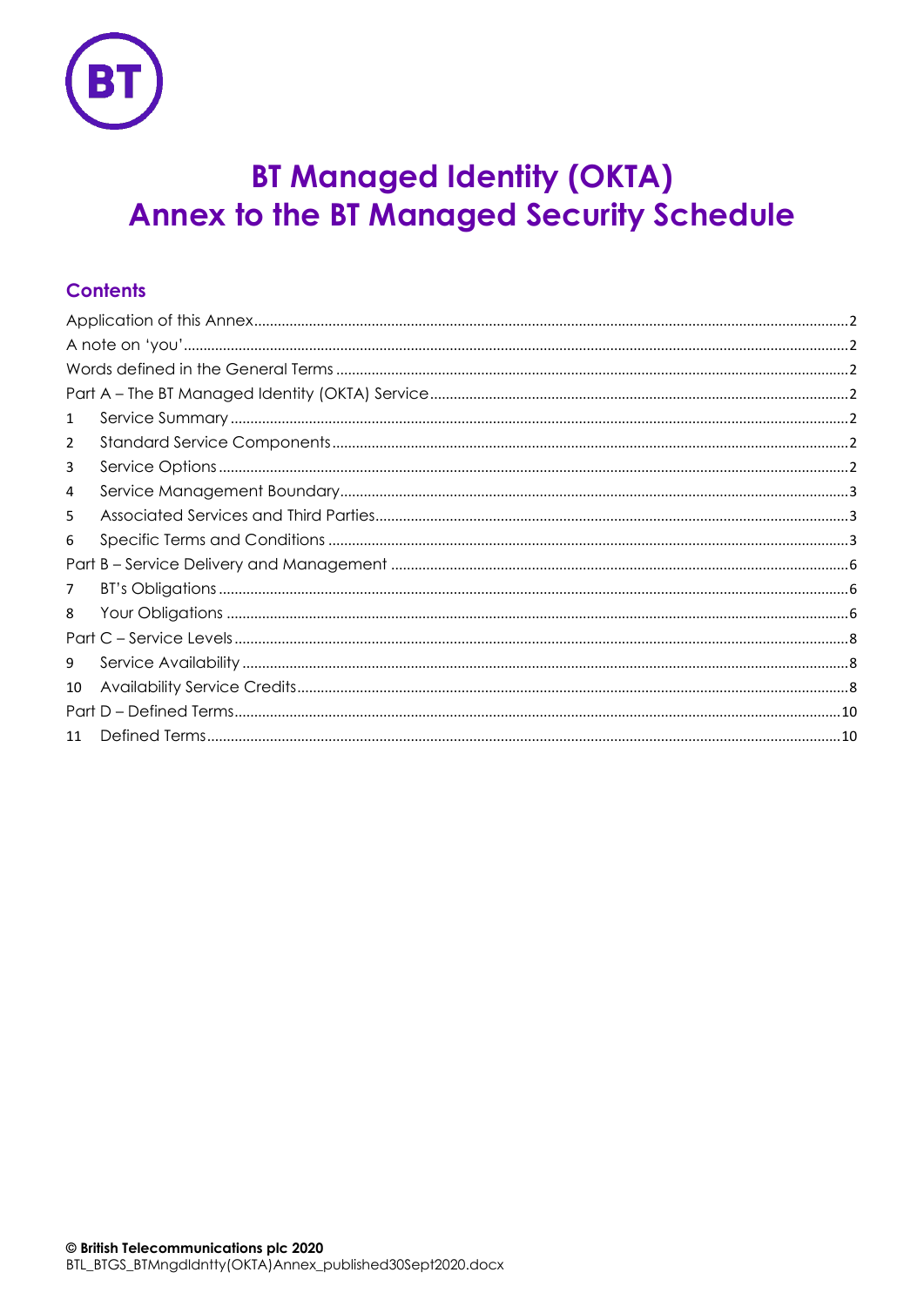# BT Managed Identity (OKTA)
# Annex to the BT Managed Security Schedule

## Contents

Application of this Annex ..... 2
A note on 'you' ..... 2
Words defined in the General Terms ..... 2
Part A – The BT Managed Identity (OKTA) Service ..... 2
1 Service Summary ..... 2
2 Standard Service Components ..... 2
3 Service Options ..... 2
4 Service Management Boundary ..... 3
5 Associated Services and Third Parties ..... 3
6 Specific Terms and Conditions ..... 3
Part B – Service Delivery and Management ..... 6
7 BT's Obligations ..... 6
8 Your Obligations ..... 6
Part C – Service Levels ..... 8
9 Service Availability ..... 8
10 Availability Service Credits ..... 8
Part D – Defined Terms ..... 10
11 Defined Terms ..... 10

**© British Telecommunications plc 2020**
BTL_BTGS_BTMngdIdntty(OKTA)Annex_published30Sept2020.docx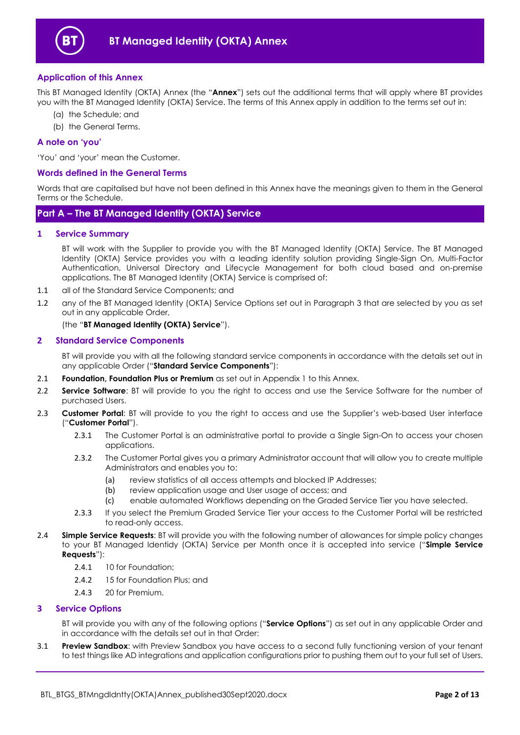# BT Managed Identity (OKTA) Annex

## Application of this Annex

This BT Managed Identity (OKTA) Annex (the "**Annex**") sets out the additional terms that will apply where BT provides you with the BT Managed Identity (OKTA) Service. The terms of this Annex apply in addition to the terms set out in:

(a) the Schedule; and

(b) the General Terms.

## A note on 'you'

'You' and 'your' mean the Customer.

## Words defined in the General Terms

Words that are capitalised but have not been defined in this Annex have the meanings given to them in the General Terms or the Schedule.

## Part A – The BT Managed Identity (OKTA) Service

### 1 Service Summary

BT will work with the Supplier to provide you with the BT Managed Identity (OKTA) Service. The BT Managed Identity (OKTA) Service provides you with a leading identity solution providing Single-Sign On, Multi-Factor Authentication, Universal Directory and Lifecycle Management for both cloud based and on-premise applications. The BT Managed Identity (OKTA) Service is comprised of:

1.1 all of the Standard Service Components; and

1.2 any of the BT Managed Identity (OKTA) Service Options set out in Paragraph 3 that are selected by you as set out in any applicable Order,

(the "**BT Managed Identity (OKTA) Service**").

### 2 Standard Service Components

BT will provide you with all the following standard service components in accordance with the details set out in any applicable Order ("**Standard Service Components**"):

2.1 **Foundation, Foundation Plus or Premium** as set out in Appendix 1 to this Annex.

2.2 **Service Software**: BT will provide to you the right to access and use the Service Software for the number of purchased Users.

2.3 **Customer Portal**: BT will provide to you the right to access and use the Supplier's web-based User interface ("**Customer Portal**").

2.3.1 The Customer Portal is an administrative portal to provide a Single Sign-On to access your chosen applications.

2.3.2 The Customer Portal gives you a primary Administrator account that will allow you to create multiple Administrators and enables you to:

(a) review statistics of all access attempts and blocked IP Addresses;

(b) review application usage and User usage of access; and

(c) enable automated Workflows depending on the Graded Service Tier you have selected.

2.3.3 If you select the Premium Graded Service Tier your access to the Customer Portal will be restricted to read-only access.

2.4 **Simple Service Requests**: BT will provide you with the following number of allowances for simple policy changes to your BT Managed Identidy (OKTA) Service per Month once it is accepted into service ("**Simple Service Requests**"):

2.4.1 10 for Foundation;

2.4.2 15 for Foundation Plus; and

2.4.3 20 for Premium.

### 3 Service Options

BT will provide you with any of the following options ("**Service Options**") as set out in any applicable Order and in accordance with the details set out in that Order:

3.1 **Preview Sandbox**: with Preview Sandbox you have access to a second fully functioning version of your tenant to test things like AD integrations and application configurations prior to pushing them out to your full set of Users.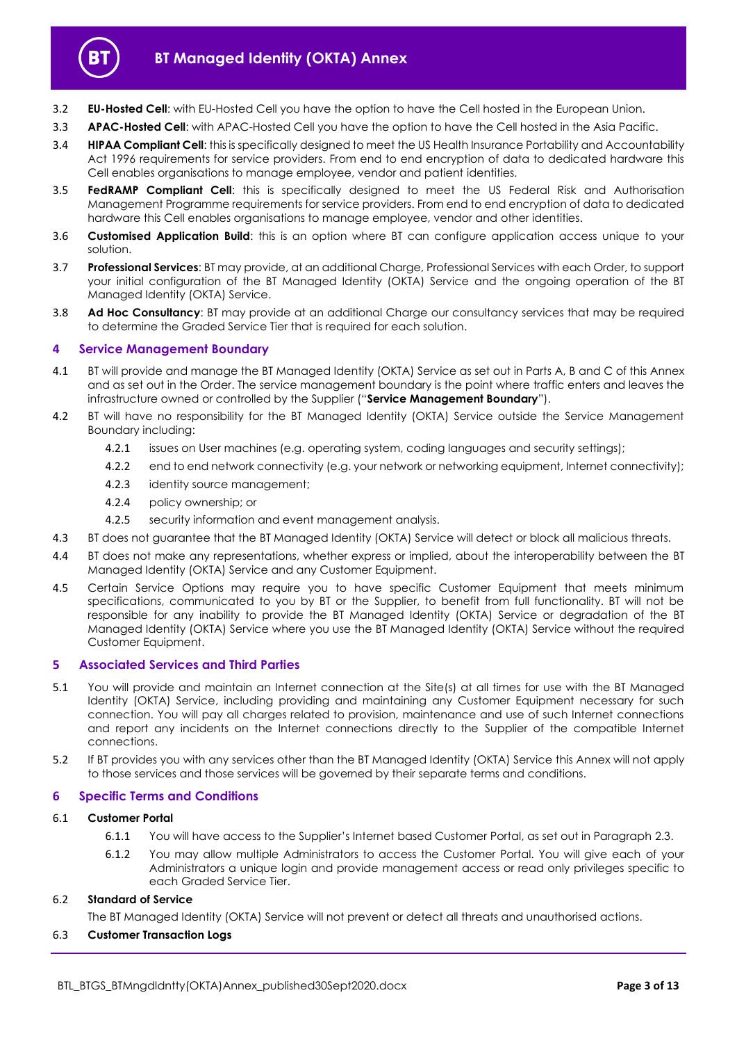3.2 **EU-Hosted Cell**: with EU-Hosted Cell you have the option to have the Cell hosted in the European Union.

3.3 **APAC-Hosted Cell**: with APAC-Hosted Cell you have the option to have the Cell hosted in the Asia Pacific.

3.4 **HIPAA Compliant Cell**: this is specifically designed to meet the US Health Insurance Portability and Accountability Act 1996 requirements for service providers. From end to end encryption of data to dedicated hardware this Cell enables organisations to manage employee, vendor and patient identities.

3.5 **FedRAMP Compliant Cell**: this is specifically designed to meet the US Federal Risk and Authorisation Management Programme requirements for service providers. From end to end encryption of data to dedicated hardware this Cell enables organisations to manage employee, vendor and other identities.

3.6 **Customised Application Build**: this is an option where BT can configure application access unique to your solution.

3.7 **Professional Services**: BT may provide, at an additional Charge, Professional Services with each Order, to support your initial configuration of the BT Managed Identity (OKTA) Service and the ongoing operation of the BT Managed Identity (OKTA) Service.

3.8 **Ad Hoc Consultancy**: BT may provide at an additional Charge our consultancy services that may be required to determine the Graded Service Tier that is required for each solution.

## 4 Service Management Boundary

4.1 BT will provide and manage the BT Managed Identity (OKTA) Service as set out in Parts A, B and C of this Annex and as set out in the Order. The service management boundary is the point where traffic enters and leaves the infrastructure owned or controlled by the Supplier ("**Service Management Boundary**").

4.2 BT will have no responsibility for the BT Managed Identity (OKTA) Service outside the Service Management Boundary including:

4.2.1 issues on User machines (e.g. operating system, coding languages and security settings);

4.2.2 end to end network connectivity (e.g. your network or networking equipment, Internet connectivity);

4.2.3 identity source management;

4.2.4 policy ownership; or

4.2.5 security information and event management analysis.

4.3 BT does not guarantee that the BT Managed Identity (OKTA) Service will detect or block all malicious threats.

4.4 BT does not make any representations, whether express or implied, about the interoperability between the BT Managed Identity (OKTA) Service and any Customer Equipment.

4.5 Certain Service Options may require you to have specific Customer Equipment that meets minimum specifications, communicated to you by BT or the Supplier, to benefit from full functionality. BT will not be responsible for any inability to provide the BT Managed Identity (OKTA) Service or degradation of the BT Managed Identity (OKTA) Service where you use the BT Managed Identity (OKTA) Service without the required Customer Equipment.

## 5 Associated Services and Third Parties

5.1 You will provide and maintain an Internet connection at the Site(s) at all times for use with the BT Managed Identity (OKTA) Service, including providing and maintaining any Customer Equipment necessary for such connection. You will pay all charges related to provision, maintenance and use of such Internet connections and report any incidents on the Internet connections directly to the Supplier of the compatible Internet connections.

5.2 If BT provides you with any services other than the BT Managed Identity (OKTA) Service this Annex will not apply to those services and those services will be governed by their separate terms and conditions.

## 6 Specific Terms and Conditions

6.1 **Customer Portal**

6.1.1 You will have access to the Supplier's Internet based Customer Portal, as set out in Paragraph 2.3.

6.1.2 You may allow multiple Administrators to access the Customer Portal. You will give each of your Administrators a unique login and provide management access or read only privileges specific to each Graded Service Tier.

6.2 **Standard of Service**

The BT Managed Identity (OKTA) Service will not prevent or detect all threats and unauthorised actions.

6.3 **Customer Transaction Logs**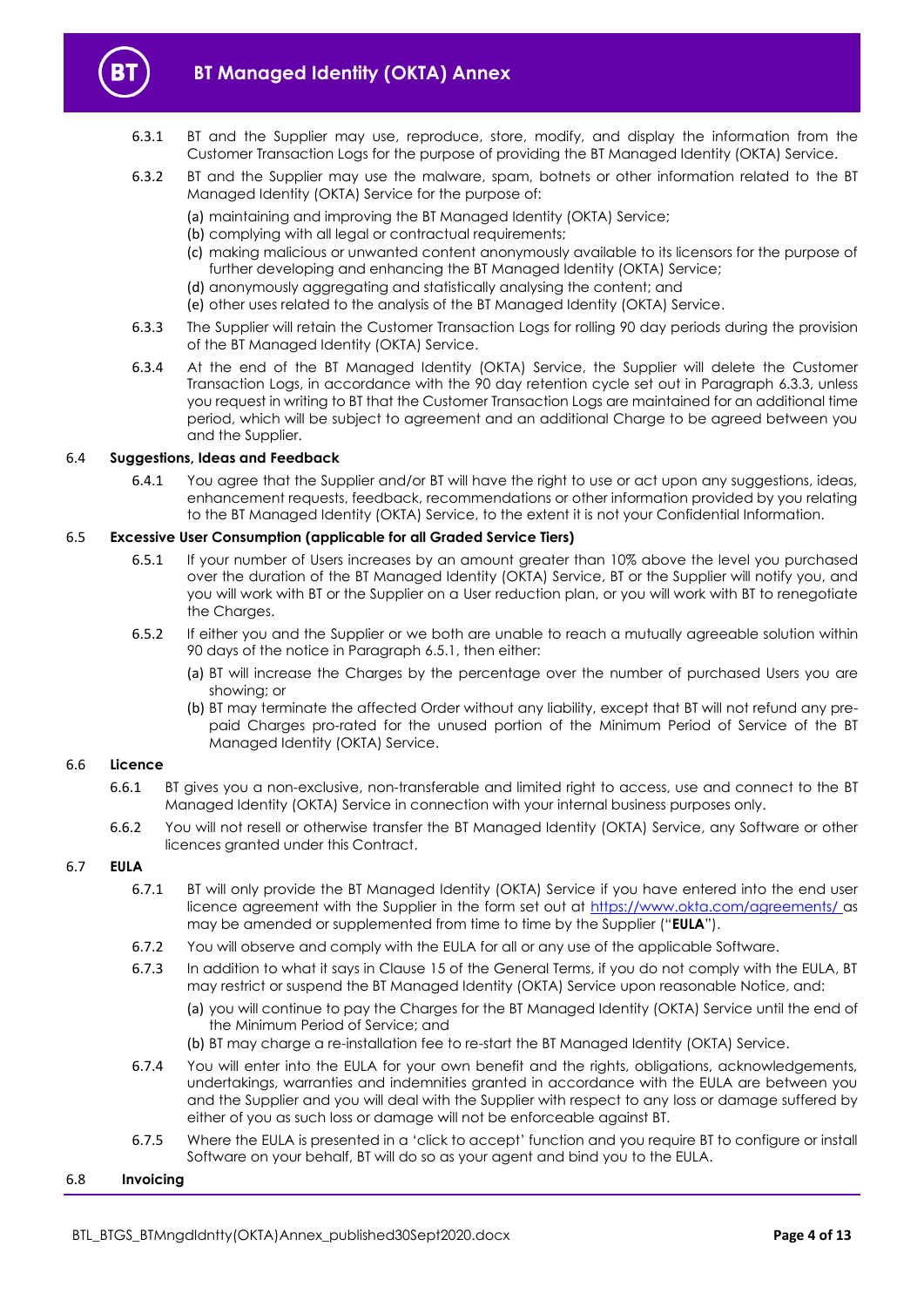6.3.1 BT and the Supplier may use, reproduce, store, modify, and display the information from the Customer Transaction Logs for the purpose of providing the BT Managed Identity (OKTA) Service.

6.3.2 BT and the Supplier may use the malware, spam, botnets or other information related to the BT Managed Identity (OKTA) Service for the purpose of:

(a) maintaining and improving the BT Managed Identity (OKTA) Service;

(b) complying with all legal or contractual requirements;

(c) making malicious or unwanted content anonymously available to its licensors for the purpose of further developing and enhancing the BT Managed Identity (OKTA) Service;

(d) anonymously aggregating and statistically analysing the content; and

(e) other uses related to the analysis of the BT Managed Identity (OKTA) Service.

6.3.3 The Supplier will retain the Customer Transaction Logs for rolling 90 day periods during the provision of the BT Managed Identity (OKTA) Service.

6.3.4 At the end of the BT Managed Identity (OKTA) Service, the Supplier will delete the Customer Transaction Logs, in accordance with the 90 day retention cycle set out in Paragraph 6.3.3, unless you request in writing to BT that the Customer Transaction Logs are maintained for an additional time period, which will be subject to agreement and an additional Charge to be agreed between you and the Supplier.

### 6.4 Suggestions, Ideas and Feedback

6.4.1 You agree that the Supplier and/or BT will have the right to use or act upon any suggestions, ideas, enhancement requests, feedback, recommendations or other information provided by you relating to the BT Managed Identity (OKTA) Service, to the extent it is not your Confidential Information.

### 6.5 Excessive User Consumption (applicable for all Graded Service Tiers)

6.5.1 If your number of Users increases by an amount greater than 10% above the level you purchased over the duration of the BT Managed Identity (OKTA) Service, BT or the Supplier will notify you, and you will work with BT or the Supplier on a User reduction plan, or you will work with BT to renegotiate the Charges.

6.5.2 If either you and the Supplier or we both are unable to reach a mutually agreeable solution within 90 days of the notice in Paragraph 6.5.1, then either:

(a) BT will increase the Charges by the percentage over the number of purchased Users you are showing; or

(b) BT may terminate the affected Order without any liability, except that BT will not refund any pre-paid Charges pro-rated for the unused portion of the Minimum Period of Service of the BT Managed Identity (OKTA) Service.

### 6.6 Licence

6.6.1 BT gives you a non-exclusive, non-transferable and limited right to access, use and connect to the BT Managed Identity (OKTA) Service in connection with your internal business purposes only.

6.6.2 You will not resell or otherwise transfer the BT Managed Identity (OKTA) Service, any Software or other licences granted under this Contract.

### 6.7 EULA

6.7.1 BT will only provide the BT Managed Identity (OKTA) Service if you have entered into the end user licence agreement with the Supplier in the form set out at https://www.okta.com/agreements/ as may be amended or supplemented from time to time by the Supplier ("**EULA**").

6.7.2 You will observe and comply with the EULA for all or any use of the applicable Software.

6.7.3 In addition to what it says in Clause 15 of the General Terms, if you do not comply with the EULA, BT may restrict or suspend the BT Managed Identity (OKTA) Service upon reasonable Notice, and:

(a) you will continue to pay the Charges for the BT Managed Identity (OKTA) Service until the end of the Minimum Period of Service; and

(b) BT may charge a re-installation fee to re-start the BT Managed Identity (OKTA) Service.

6.7.4 You will enter into the EULA for your own benefit and the rights, obligations, acknowledgements, undertakings, warranties and indemnities granted in accordance with the EULA are between you and the Supplier and you will deal with the Supplier with respect to any loss or damage suffered by either of you as such loss or damage will not be enforceable against BT.

6.7.5 Where the EULA is presented in a 'click to accept' function and you require BT to configure or install Software on your behalf, BT will do so as your agent and bind you to the EULA.

### 6.8 Invoicing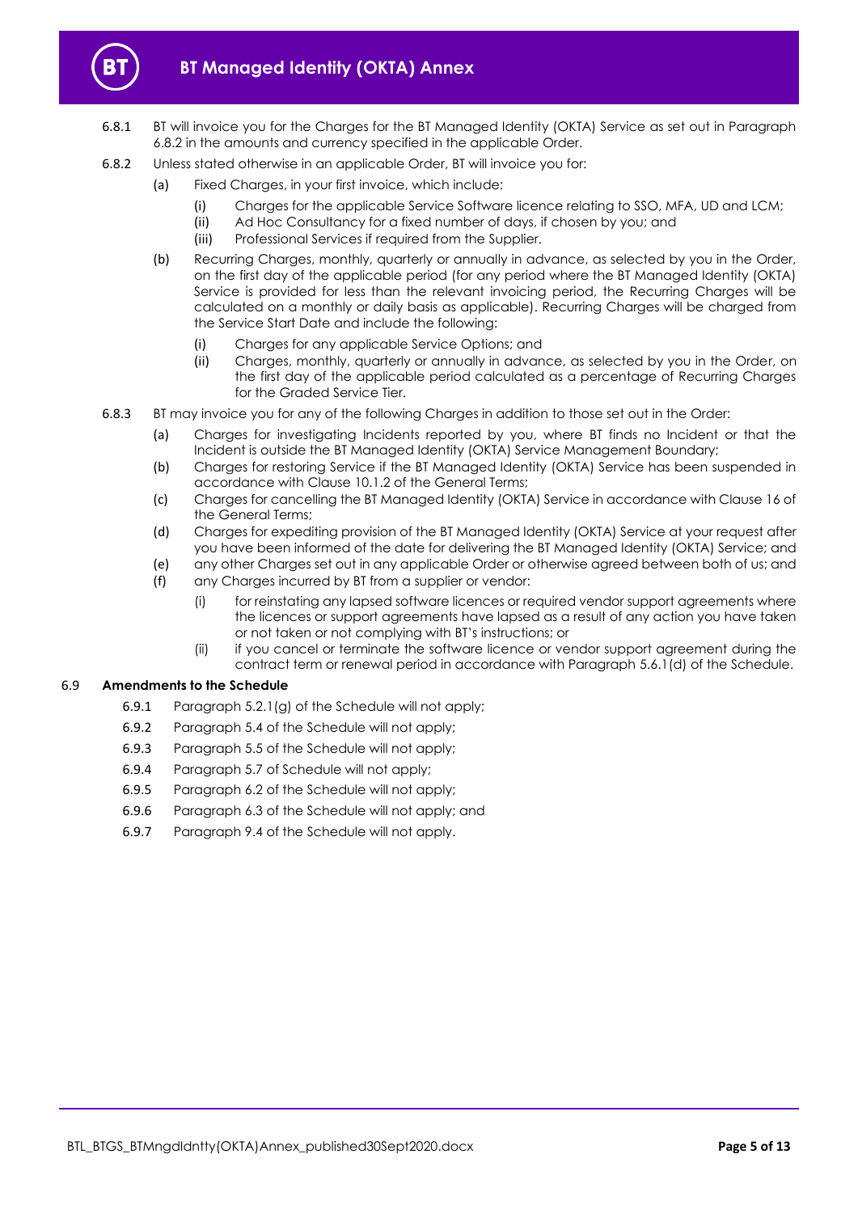6.8.1 BT will invoice you for the Charges for the BT Managed Identity (OKTA) Service as set out in Paragraph 6.8.2 in the amounts and currency specified in the applicable Order.

6.8.2 Unless stated otherwise in an applicable Order, BT will invoice you for:

(a) Fixed Charges, in your first invoice, which include:

(i) Charges for the applicable Service Software licence relating to SSO, MFA, UD and LCM;

(ii) Ad Hoc Consultancy for a fixed number of days, if chosen by you; and

(iii) Professional Services if required from the Supplier.

(b) Recurring Charges, monthly, quarterly or annually in advance, as selected by you in the Order, on the first day of the applicable period (for any period where the BT Managed Identity (OKTA) Service is provided for less than the relevant invoicing period, the Recurring Charges will be calculated on a monthly or daily basis as applicable). Recurring Charges will be charged from the Service Start Date and include the following:

(i) Charges for any applicable Service Options; and

(ii) Charges, monthly, quarterly or annually in advance, as selected by you in the Order, on the first day of the applicable period calculated as a percentage of Recurring Charges for the Graded Service Tier.

6.8.3 BT may invoice you for any of the following Charges in addition to those set out in the Order:

(a) Charges for investigating Incidents reported by you, where BT finds no Incident or that the Incident is outside the BT Managed Identity (OKTA) Service Management Boundary;

(b) Charges for restoring Service if the BT Managed Identity (OKTA) Service has been suspended in accordance with Clause 10.1.2 of the General Terms;

(c) Charges for cancelling the BT Managed Identity (OKTA) Service in accordance with Clause 16 of the General Terms;

(d) Charges for expediting provision of the BT Managed Identity (OKTA) Service at your request after you have been informed of the date for delivering the BT Managed Identity (OKTA) Service; and

(e) any other Charges set out in any applicable Order or otherwise agreed between both of us; and

(f) any Charges incurred by BT from a supplier or vendor:

(i) for reinstating any lapsed software licences or required vendor support agreements where the licences or support agreements have lapsed as a result of any action you have taken or not taken or not complying with BT's instructions; or

(ii) if you cancel or terminate the software licence or vendor support agreement during the contract term or renewal period in accordance with Paragraph 5.6.1(d) of the Schedule.

6.9 **Amendments to the Schedule**

6.9.1 Paragraph 5.2.1(g) of the Schedule will not apply;

6.9.2 Paragraph 5.4 of the Schedule will not apply;

6.9.3 Paragraph 5.5 of the Schedule will not apply;

6.9.4 Paragraph 5.7 of Schedule will not apply;

6.9.5 Paragraph 6.2 of the Schedule will not apply;

6.9.6 Paragraph 6.3 of the Schedule will not apply; and

6.9.7 Paragraph 9.4 of the Schedule will not apply.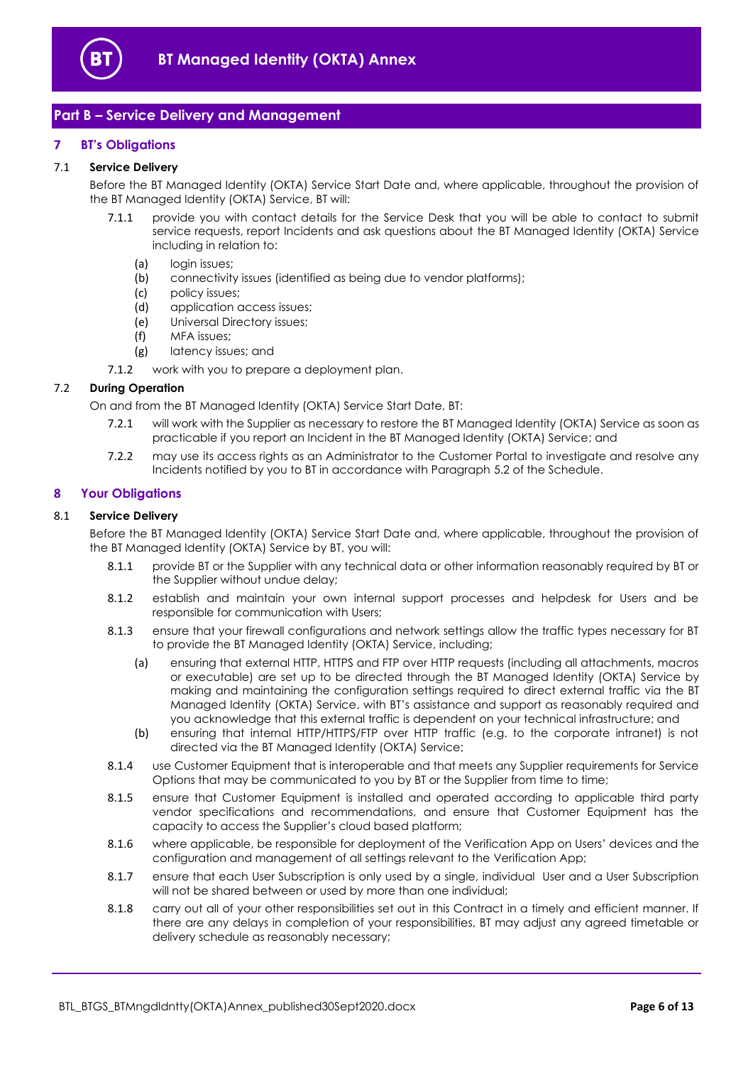## Part B – Service Delivery and Management

### 7 BT's Obligations

**7.1 Service Delivery**

Before the BT Managed Identity (OKTA) Service Start Date and, where applicable, throughout the provision of the BT Managed Identity (OKTA) Service, BT will:

7.1.1 provide you with contact details for the Service Desk that you will be able to contact to submit service requests, report Incidents and ask questions about the BT Managed Identity (OKTA) Service including in relation to:

(a) login issues;
(b) connectivity issues (identified as being due to vendor platforms);
(c) policy issues;
(d) application access issues;
(e) Universal Directory issues;
(f) MFA issues;
(g) latency issues; and

7.1.2 work with you to prepare a deployment plan.

**7.2 During Operation**

On and from the BT Managed Identity (OKTA) Service Start Date, BT:

7.2.1 will work with the Supplier as necessary to restore the BT Managed Identity (OKTA) Service as soon as practicable if you report an Incident in the BT Managed Identity (OKTA) Service; and

7.2.2 may use its access rights as an Administrator to the Customer Portal to investigate and resolve any Incidents notified by you to BT in accordance with Paragraph 5.2 of the Schedule.

### 8 Your Obligations

**8.1 Service Delivery**

Before the BT Managed Identity (OKTA) Service Start Date and, where applicable, throughout the provision of the BT Managed Identity (OKTA) Service by BT, you will:

8.1.1 provide BT or the Supplier with any technical data or other information reasonably required by BT or the Supplier without undue delay;

8.1.2 establish and maintain your own internal support processes and helpdesk for Users and be responsible for communication with Users;

8.1.3 ensure that your firewall configurations and network settings allow the traffic types necessary for BT to provide the BT Managed Identity (OKTA) Service, including;

(a) ensuring that external HTTP, HTTPS and FTP over HTTP requests (including all attachments, macros or executable) are set up to be directed through the BT Managed Identity (OKTA) Service by making and maintaining the configuration settings required to direct external traffic via the BT Managed Identity (OKTA) Service, with BT's assistance and support as reasonably required and you acknowledge that this external traffic is dependent on your technical infrastructure; and

(b) ensuring that internal HTTP/HTTPS/FTP over HTTP traffic (e.g. to the corporate intranet) is not directed via the BT Managed Identity (OKTA) Service;

8.1.4 use Customer Equipment that is interoperable and that meets any Supplier requirements for Service Options that may be communicated to you by BT or the Supplier from time to time;

8.1.5 ensure that Customer Equipment is installed and operated according to applicable third party vendor specifications and recommendations, and ensure that Customer Equipment has the capacity to access the Supplier's cloud based platform;

8.1.6 where applicable, be responsible for deployment of the Verification App on Users' devices and the configuration and management of all settings relevant to the Verification App;

8.1.7 ensure that each User Subscription is only used by a single, individual User and a User Subscription will not be shared between or used by more than one individual;

8.1.8 carry out all of your other responsibilities set out in this Contract in a timely and efficient manner. If there are any delays in completion of your responsibilities, BT may adjust any agreed timetable or delivery schedule as reasonably necessary;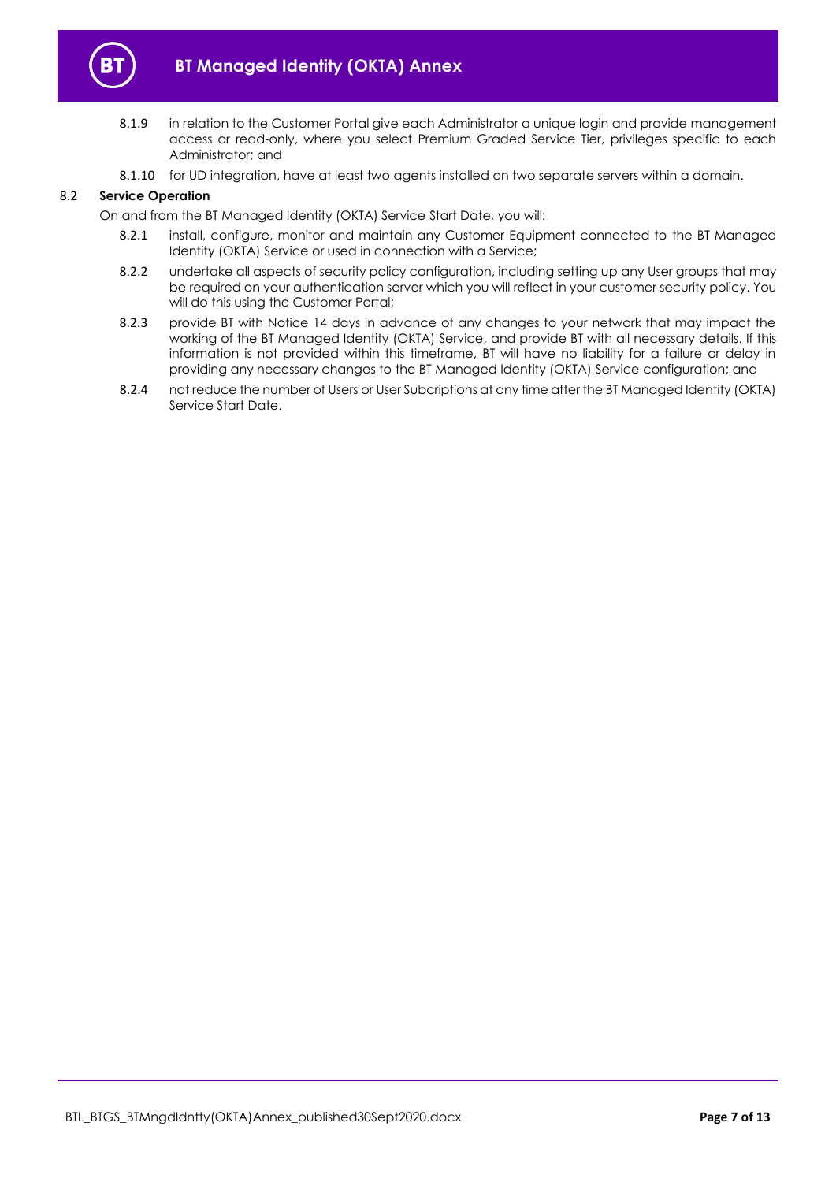8.1.9 in relation to the Customer Portal give each Administrator a unique login and provide management access or read-only, where you select Premium Graded Service Tier, privileges specific to each Administrator; and

8.1.10 for UD integration, have at least two agents installed on two separate servers within a domain.

### 8.2 Service Operation

On and from the BT Managed Identity (OKTA) Service Start Date, you will:

8.2.1 install, configure, monitor and maintain any Customer Equipment connected to the BT Managed Identity (OKTA) Service or used in connection with a Service;

8.2.2 undertake all aspects of security policy configuration, including setting up any User groups that may be required on your authentication server which you will reflect in your customer security policy. You will do this using the Customer Portal;

8.2.3 provide BT with Notice 14 days in advance of any changes to your network that may impact the working of the BT Managed Identity (OKTA) Service, and provide BT with all necessary details. If this information is not provided within this timeframe, BT will have no liability for a failure or delay in providing any necessary changes to the BT Managed Identity (OKTA) Service configuration; and

8.2.4 not reduce the number of Users or User Subcriptions at any time after the BT Managed Identity (OKTA) Service Start Date.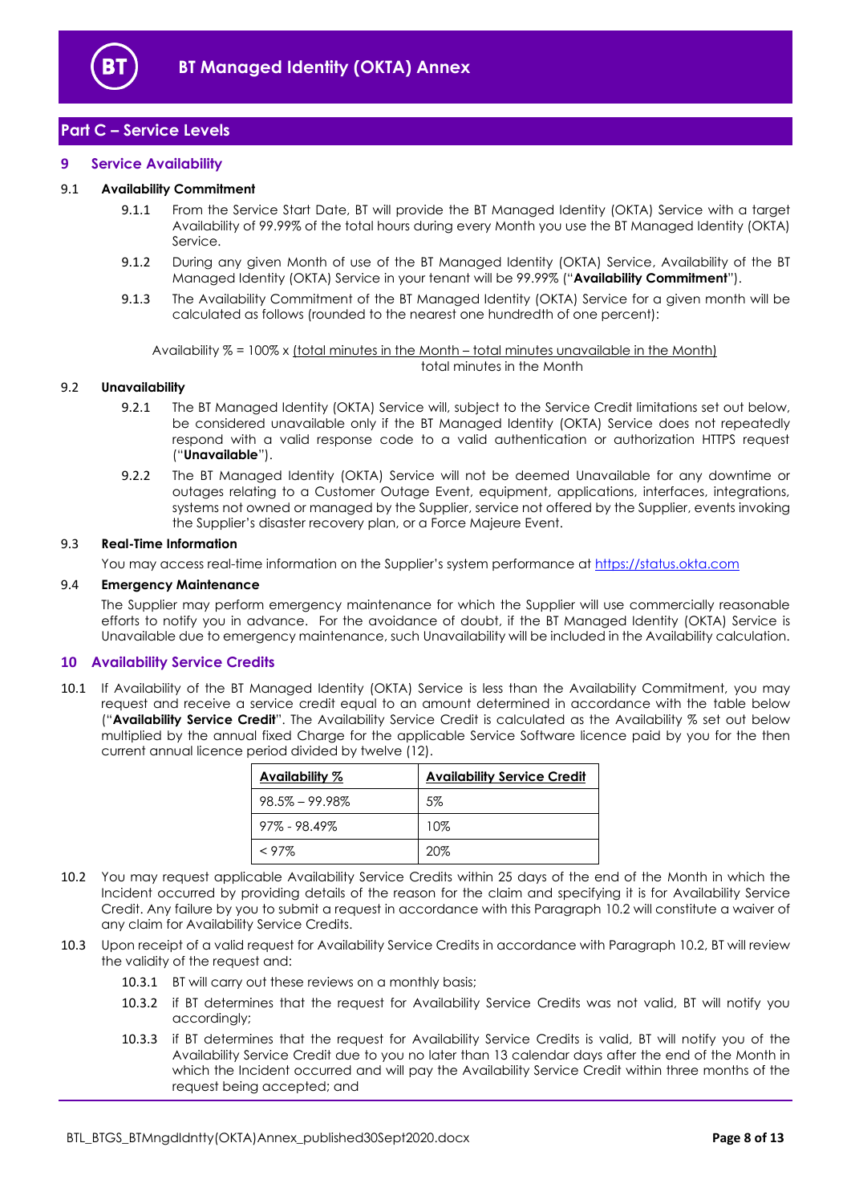## Part C – Service Levels

### 9 Service Availability

**9.1 Availability Commitment**

9.1.1 From the Service Start Date, BT will provide the BT Managed Identity (OKTA) Service with a target Availability of 99.99% of the total hours during every Month you use the BT Managed Identity (OKTA) Service.

9.1.2 During any given Month of use of the BT Managed Identity (OKTA) Service, Availability of the BT Managed Identity (OKTA) Service in your tenant will be 99.99% ("**Availability Commitment**").

9.1.3 The Availability Commitment of the BT Managed Identity (OKTA) Service for a given month will be calculated as follows (rounded to the nearest one hundredth of one percent):

$$\text{Availability \%} = 100\% \times \frac{\text{total minutes in the Month} - \text{total minutes unavailable in the Month}}{\text{total minutes in the Month}}$$

**9.2 Unavailability**

9.2.1 The BT Managed Identity (OKTA) Service will, subject to the Service Credit limitations set out below, be considered unavailable only if the BT Managed Identity (OKTA) Service does not repeatedly respond with a valid response code to a valid authentication or authorization HTTPS request ("**Unavailable**").

9.2.2 The BT Managed Identity (OKTA) Service will not be deemed Unavailable for any downtime or outages relating to a Customer Outage Event, equipment, applications, interfaces, integrations, systems not owned or managed by the Supplier, service not offered by the Supplier, events invoking the Supplier's disaster recovery plan, or a Force Majeure Event.

**9.3 Real-Time Information**

You may access real-time information on the Supplier's system performance at https://status.okta.com

**9.4 Emergency Maintenance**

The Supplier may perform emergency maintenance for which the Supplier will use commercially reasonable efforts to notify you in advance. For the avoidance of doubt, if the BT Managed Identity (OKTA) Service is Unavailable due to emergency maintenance, such Unavailability will be included in the Availability calculation.

### 10 Availability Service Credits

10.1 If Availability of the BT Managed Identity (OKTA) Service is less than the Availability Commitment, you may request and receive a service credit equal to an amount determined in accordance with the table below ("**Availability Service Credit**". The Availability Service Credit is calculated as the Availability % set out below multiplied by the annual fixed Charge for the applicable Service Software licence paid by you for the then current annual licence period divided by twelve (12).

| Availability % | Availability Service Credit |
|---|---|
| 98.5% – 99.98% | 5% |
| 97% - 98.49% | 10% |
| < 97% | 20% |

10.2 You may request applicable Availability Service Credits within 25 days of the end of the Month in which the Incident occurred by providing details of the reason for the claim and specifying it is for Availability Service Credit. Any failure by you to submit a request in accordance with this Paragraph 10.2 will constitute a waiver of any claim for Availability Service Credits.

10.3 Upon receipt of a valid request for Availability Service Credits in accordance with Paragraph 10.2, BT will review the validity of the request and:

10.3.1 BT will carry out these reviews on a monthly basis;

10.3.2 if BT determines that the request for Availability Service Credits was not valid, BT will notify you accordingly;

10.3.3 if BT determines that the request for Availability Service Credits is valid, BT will notify you of the Availability Service Credit due to you no later than 13 calendar days after the end of the Month in which the Incident occurred and will pay the Availability Service Credit within three months of the request being accepted; and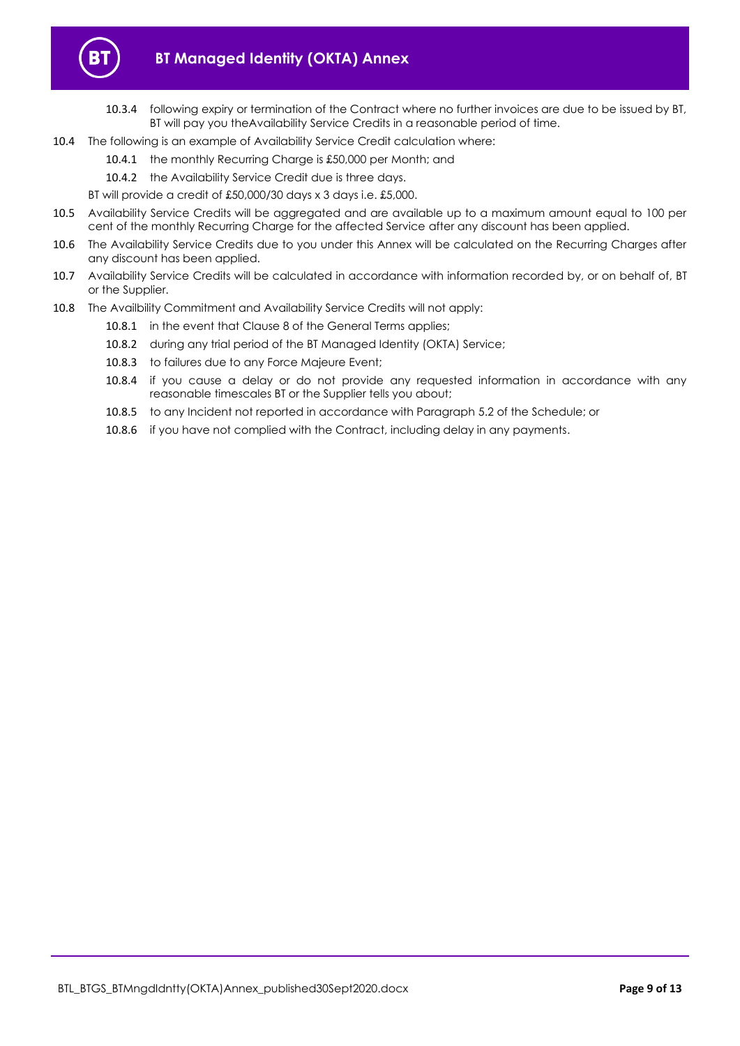10.3.4 following expiry or termination of the Contract where no further invoices are due to be issued by BT, BT will pay you theAvailability Service Credits in a reasonable period of time.

10.4 The following is an example of Availability Service Credit calculation where:

10.4.1 the monthly Recurring Charge is £50,000 per Month; and

10.4.2 the Availability Service Credit due is three days.

BT will provide a credit of £50,000/30 days x 3 days i.e. £5,000.

10.5 Availability Service Credits will be aggregated and are available up to a maximum amount equal to 100 per cent of the monthly Recurring Charge for the affected Service after any discount has been applied.

10.6 The Availability Service Credits due to you under this Annex will be calculated on the Recurring Charges after any discount has been applied.

10.7 Availability Service Credits will be calculated in accordance with information recorded by, or on behalf of, BT or the Supplier.

10.8 The Availbility Commitment and Availability Service Credits will not apply:

10.8.1 in the event that Clause 8 of the General Terms applies;

10.8.2 during any trial period of the BT Managed Identity (OKTA) Service;

10.8.3 to failures due to any Force Majeure Event;

10.8.4 if you cause a delay or do not provide any requested information in accordance with any reasonable timescales BT or the Supplier tells you about;

10.8.5 to any Incident not reported in accordance with Paragraph 5.2 of the Schedule; or

10.8.6 if you have not complied with the Contract, including delay in any payments.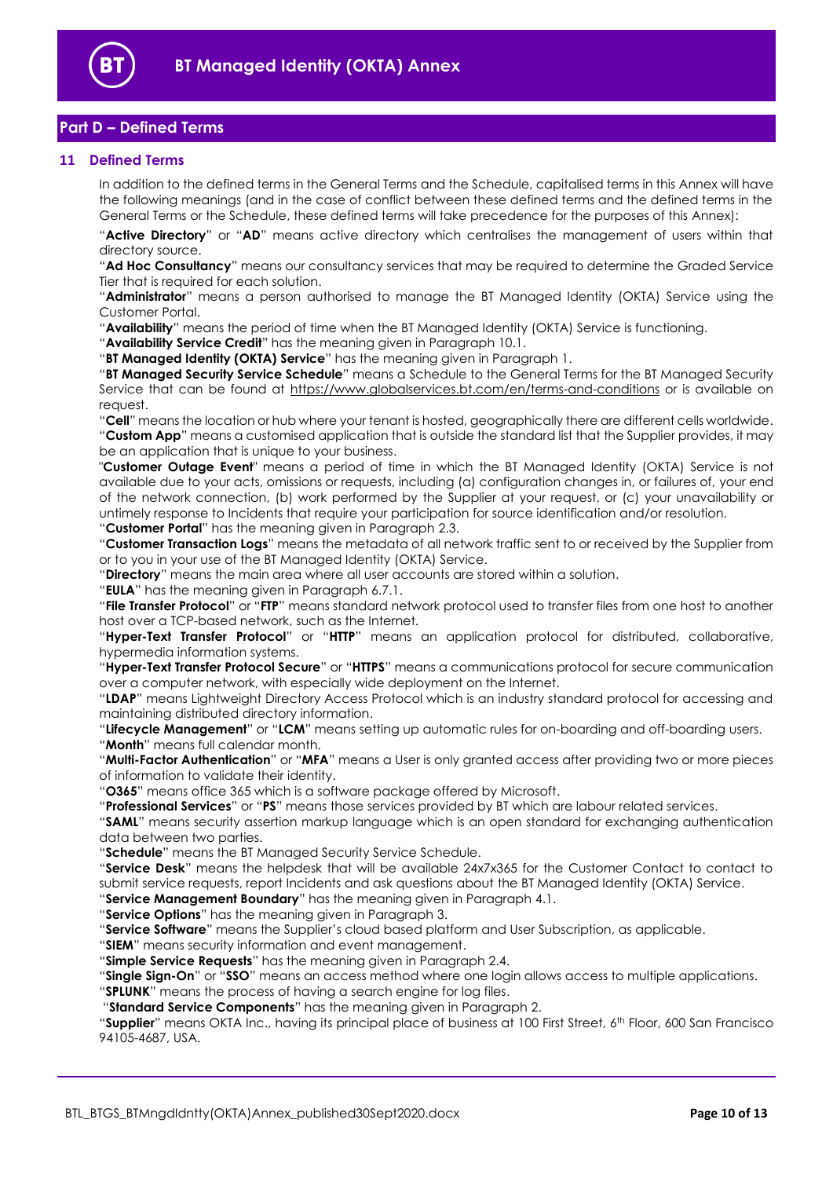## Part D – Defined Terms

### 11 Defined Terms

In addition to the defined terms in the General Terms and the Schedule, capitalised terms in this Annex will have the following meanings (and in the case of conflict between these defined terms and the defined terms in the General Terms or the Schedule, these defined terms will take precedence for the purposes of this Annex):

"**Active Directory**" or "**AD**" means active directory which centralises the management of users within that directory source.

"**Ad Hoc Consultancy**" means our consultancy services that may be required to determine the Graded Service Tier that is required for each solution.

"**Administrator**" means a person authorised to manage the BT Managed Identity (OKTA) Service using the Customer Portal.

"**Availability**" means the period of time when the BT Managed Identity (OKTA) Service is functioning.

"**Availability Service Credit**" has the meaning given in Paragraph 10.1.

"**BT Managed Identity (OKTA) Service**" has the meaning given in Paragraph 1.

"**BT Managed Security Service Schedule**" means a Schedule to the General Terms for the BT Managed Security Service that can be found at https://www.globalservices.bt.com/en/terms-and-conditions or is available on request.

"**Cell**" means the location or hub where your tenant is hosted, geographically there are different cells worldwide.

"**Custom App**" means a customised application that is outside the standard list that the Supplier provides, it may be an application that is unique to your business.

"**Customer Outage Event**" means a period of time in which the BT Managed Identity (OKTA) Service is not available due to your acts, omissions or requests, including (a) configuration changes in, or failures of, your end of the network connection, (b) work performed by the Supplier at your request, or (c) your unavailability or untimely response to Incidents that require your participation for source identification and/or resolution.

"**Customer Portal**" has the meaning given in Paragraph 2.3.

"**Customer Transaction Logs**" means the metadata of all network traffic sent to or received by the Supplier from or to you in your use of the BT Managed Identity (OKTA) Service.

"**Directory**" means the main area where all user accounts are stored within a solution.

"**EULA**" has the meaning given in Paragraph 6.7.1.

"**File Transfer Protocol**" or "**FTP**" means standard network protocol used to transfer files from one host to another host over a TCP-based network, such as the Internet.

"**Hyper-Text Transfer Protocol**" or "**HTTP**" means an application protocol for distributed, collaborative, hypermedia information systems.

"**Hyper-Text Transfer Protocol Secure**" or "**HTTPS**" means a communications protocol for secure communication over a computer network, with especially wide deployment on the Internet.

"**LDAP**" means Lightweight Directory Access Protocol which is an industry standard protocol for accessing and maintaining distributed directory information.

"**Lifecycle Management**" or "**LCM**" means setting up automatic rules for on-boarding and off-boarding users.

"**Month**" means full calendar month.

"**Multi-Factor Authentication**" or "**MFA**" means a User is only granted access after providing two or more pieces of information to validate their identity.

"**O365**" means office 365 which is a software package offered by Microsoft.

"**Professional Services**" or "**PS**" means those services provided by BT which are labour related services.

"**SAML**" means security assertion markup language which is an open standard for exchanging authentication data between two parties.

"**Schedule**" means the BT Managed Security Service Schedule.

"**Service Desk**" means the helpdesk that will be available 24x7x365 for the Customer Contact to contact to submit service requests, report Incidents and ask questions about the BT Managed Identity (OKTA) Service.

"**Service Management Boundary**" has the meaning given in Paragraph 4.1.

"**Service Options**" has the meaning given in Paragraph 3.

"**Service Software**" means the Supplier's cloud based platform and User Subscription, as applicable.

"**SIEM**" means security information and event management.

"**Simple Service Requests**" has the meaning given in Paragraph 2.4.

"**Single Sign-On**" or "**SSO**" means an access method where one login allows access to multiple applications.

"**SPLUNK**" means the process of having a search engine for log files.

"**Standard Service Components**" has the meaning given in Paragraph 2.

"**Supplier**" means OKTA Inc., having its principal place of business at 100 First Street, 6th Floor, 600 San Francisco 94105-4687, USA.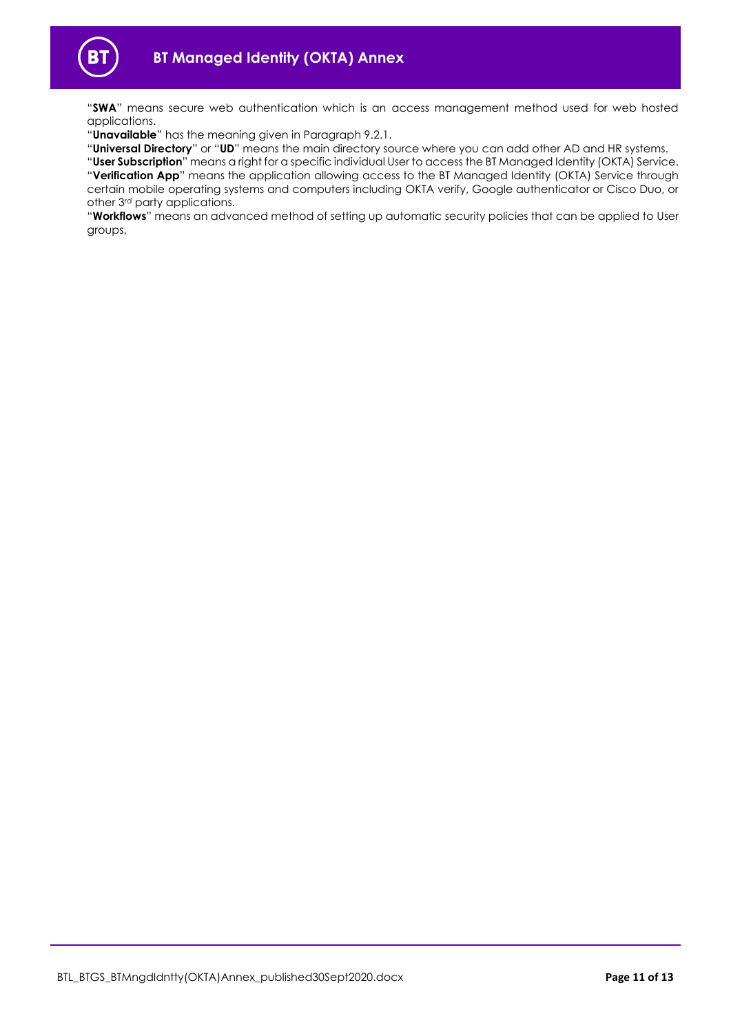"**SWA**" means secure web authentication which is an access management method used for web hosted applications.

"**Unavailable**" has the meaning given in Paragraph 9.2.1.

"**Universal Directory**" or "**UD**" means the main directory source where you can add other AD and HR systems.

"**User Subscription**" means a right for a specific individual User to access the BT Managed Identity (OKTA) Service.

"**Verification App**" means the application allowing access to the BT Managed Identity (OKTA) Service through certain mobile operating systems and computers including OKTA verify, Google authenticator or Cisco Duo, or other 3rd party applications.

"**Workflows**" means an advanced method of setting up automatic security policies that can be applied to User groups.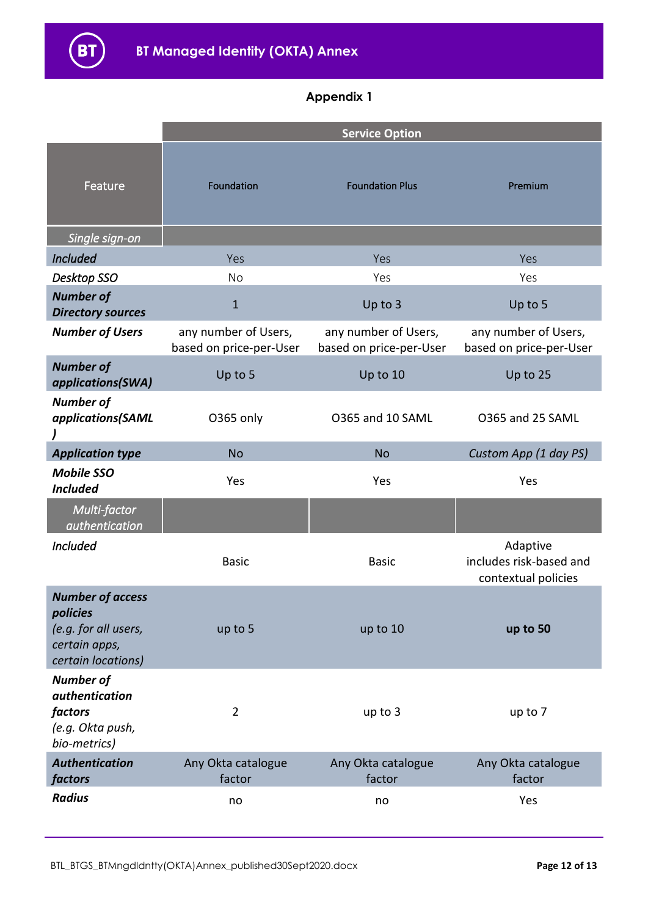## Appendix 1

| | Service Option | | |
|---|---|---|---|
| Feature | Foundation | Foundation Plus | Premium |
| *Single sign-on* | | | |
| ***Included*** | Yes | Yes | Yes |
| *Desktop SSO* | No | Yes | Yes |
| ***Number of Directory sources*** | 1 | Up to 3 | Up to 5 |
| ***Number of Users*** | any number of Users, based on price-per-User | any number of Users, based on price-per-User | any number of Users, based on price-per-User |
| ***Number of applications(SWA)*** | Up to 5 | Up to 10 | Up to 25 |
| ***Number of applications(SAML )*** | O365 only | O365 and 10 SAML | O365 and 25 SAML |
| ***Application type*** | No | No | *Custom App (1 day PS)* |
| ***Mobile SSO Included*** | Yes | Yes | Yes |
| *Multi-factor authentication* | | | |
| *Included* | Basic | Basic | Adaptive includes risk-based and contextual policies |
| ***Number of access policies*** *(e.g. for all users, certain apps, certain locations)* | up to 5 | up to 10 | **up to 50** |
| ***Number of authentication factors*** *(e.g. Okta push, bio-metrics)* | 2 | up to 3 | up to 7 |
| ***Authentication factors*** | Any Okta catalogue factor | Any Okta catalogue factor | Any Okta catalogue factor |
| ***Radius*** | no | no | Yes |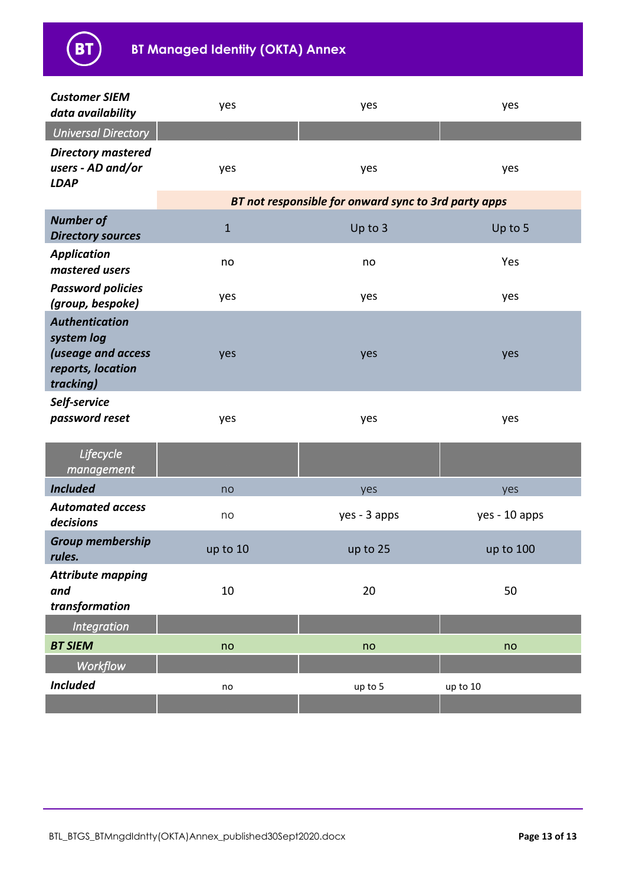| | | | |
|---|---|---|---|
| ***Customer SIEM data availability*** | yes | yes | yes |
| *Universal Directory* | | | |
| ***Directory mastered users - AD and/or LDAP*** | yes | yes | yes |
| | ***BT not responsible for onward sync to 3rd party apps*** | | |
| ***Number of Directory sources*** | 1 | Up to 3 | Up to 5 |
| ***Application mastered users*** | no | no | Yes |
| ***Password policies (group, bespoke)*** | yes | yes | yes |
| ***Authentication system log (useage and access reports, location tracking)*** | yes | yes | yes |
| ***Self-service password reset*** | yes | yes | yes |
| *Lifecycle management* | | | |
| ***Included*** | no | yes | yes |
| ***Automated access decisions*** | no | yes - 3 apps | yes - 10 apps |
| ***Group membership rules.*** | up to 10 | up to 25 | up to 100 |
| ***Attribute mapping and transformation*** | 10 | 20 | 50 |
| *Integration* | | | |
| ***BT SIEM*** | no | no | no |
| *Workflow* | | | |
| ***Included*** | no | up to 5 | up to 10 |
| | | | |

BTL_BTGS_BTMngdIdntty(OKTA)Annex_published30Sept2020.docx